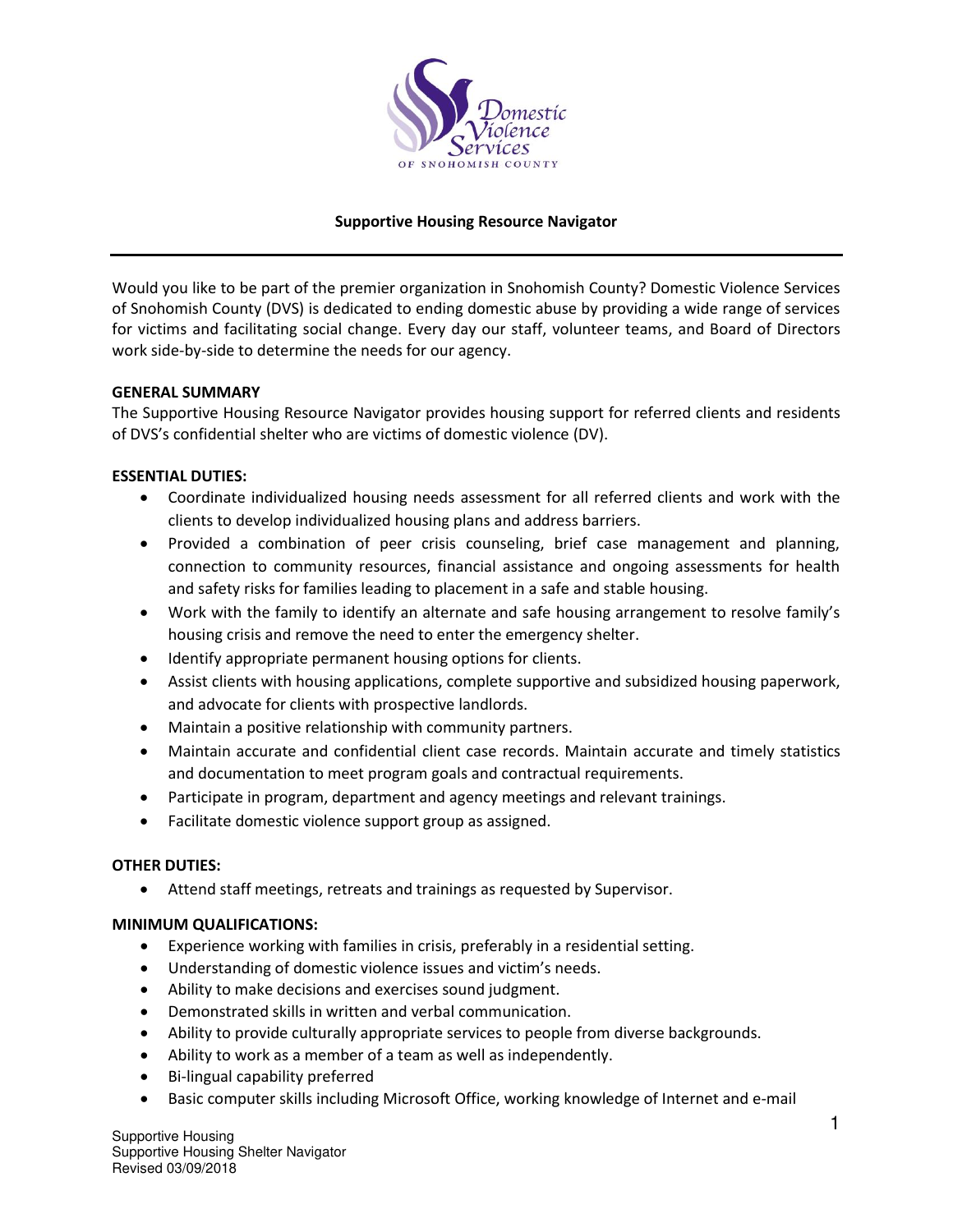# Supportive Housing Resource Navigator

Would you like to be part of the premier organization in Snohomish County? Domestic Violence Services of Snohomish County (DVS) is dedicated to ending domestic abuse by providing a wide range of services for victims and facilitating social change. Every day our staff, volunteer teams, and Board of Directors work side-by-side to determine the needs for our agency.

**GENERAL SUMMARY**

The Supportive Housing Resource Navigator provides housing support for referred clients and residents of DVS's confidential shelter who are victims of domestic violence (DV).

**ESSENTIAL DUTIES:**

- Coordinate individualized housing needs assessment for all referred clients and work with the clients to develop individualized housing plans and address barriers.
- Provided a combination of peer crisis counseling, brief case management and planning, connection to community resources, financial assistance and ongoing assessments for health and safety risks for families leading to placement in a safe and stable housing.
- Work with the family to identify an alternate and safe housing arrangement to resolve family's housing crisis and remove the need to enter the emergency shelter.
- Identify appropriate permanent housing options for clients.
- Assist clients with housing applications, complete supportive and subsidized housing paperwork, and advocate for clients with prospective landlords.
- Maintain a positive relationship with community partners.
- Maintain accurate and confidential client case records. Maintain accurate and timely statistics and documentation to meet program goals and contractual requirements.
- Participate in program, department and agency meetings and relevant trainings.
- Facilitate domestic violence support group as assigned.

**OTHER DUTIES:**

- Attend staff meetings, retreats and trainings as requested by Supervisor.

**MINIMUM QUALIFICATIONS:**

- Experience working with families in crisis, preferably in a residential setting.
- Understanding of domestic violence issues and victim's needs.
- Ability to make decisions and exercises sound judgment.
- Demonstrated skills in written and verbal communication.
- Ability to provide culturally appropriate services to people from diverse backgrounds.
- Ability to work as a member of a team as well as independently.
- Bi-lingual capability preferred
- Basic computer skills including Microsoft Office, working knowledge of Internet and e-mail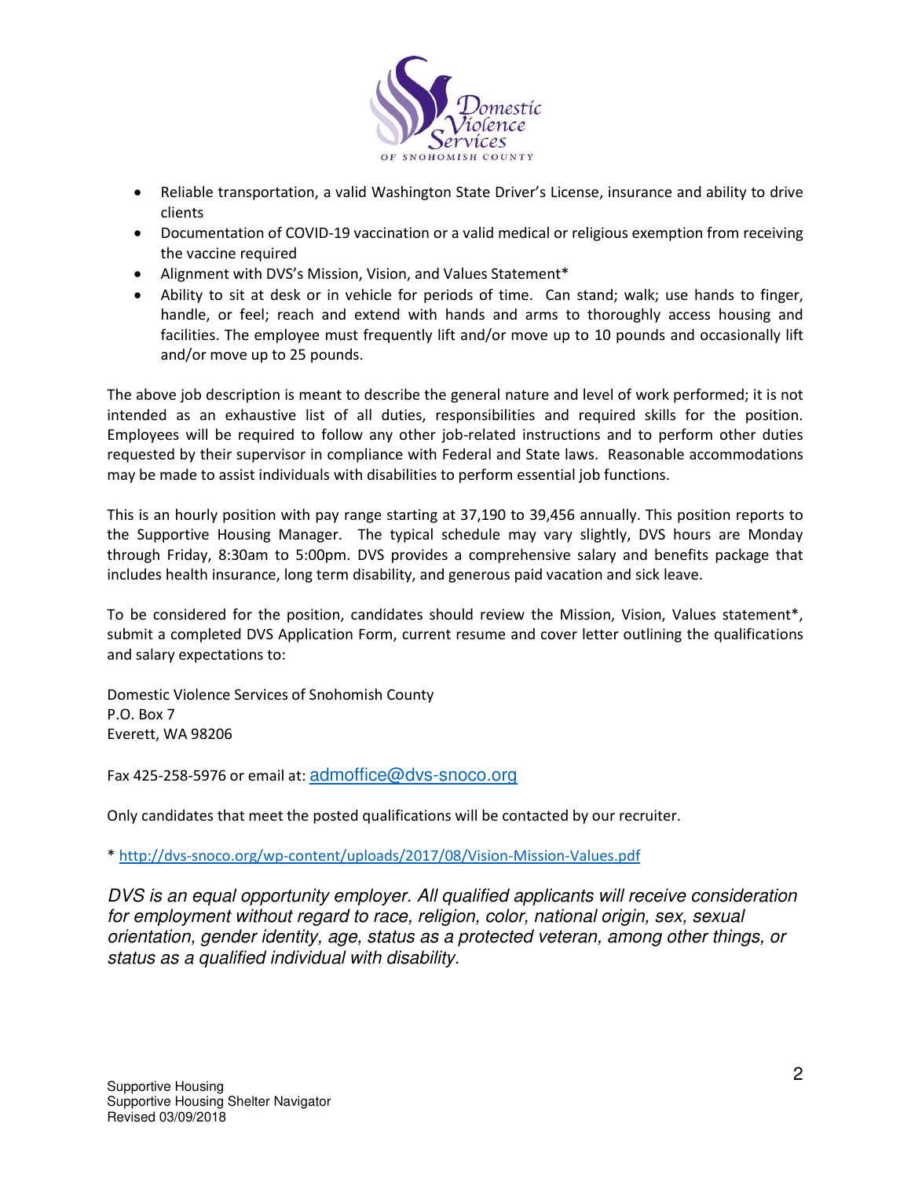- Reliable transportation, a valid Washington State Driver's License, insurance and ability to drive clients
- Documentation of COVID-19 vaccination or a valid medical or religious exemption from receiving the vaccine required
- Alignment with DVS's Mission, Vision, and Values Statement*
- Ability to sit at desk or in vehicle for periods of time. Can stand; walk; use hands to finger, handle, or feel; reach and extend with hands and arms to thoroughly access housing and facilities. The employee must frequently lift and/or move up to 10 pounds and occasionally lift and/or move up to 25 pounds.

The above job description is meant to describe the general nature and level of work performed; it is not intended as an exhaustive list of all duties, responsibilities and required skills for the position. Employees will be required to follow any other job-related instructions and to perform other duties requested by their supervisor in compliance with Federal and State laws. Reasonable accommodations may be made to assist individuals with disabilities to perform essential job functions.

This is an hourly position with pay range starting at 37,190 to 39,456 annually. This position reports to the Supportive Housing Manager. The typical schedule may vary slightly, DVS hours are Monday through Friday, 8:30am to 5:00pm. DVS provides a comprehensive salary and benefits package that includes health insurance, long term disability, and generous paid vacation and sick leave.

To be considered for the position, candidates should review the Mission, Vision, Values statement*, submit a completed DVS Application Form, current resume and cover letter outlining the qualifications and salary expectations to:

Domestic Violence Services of Snohomish County
P.O. Box 7
Everett, WA 98206

Fax 425-258-5976 or email at: admoffice@dvs-snoco.org

Only candidates that meet the posted qualifications will be contacted by our recruiter.

* http://dvs-snoco.org/wp-content/uploads/2017/08/Vision-Mission-Values.pdf

*DVS is an equal opportunity employer. All qualified applicants will receive consideration for employment without regard to race, religion, color, national origin, sex, sexual orientation, gender identity, age, status as a protected veteran, among other things, or status as a qualified individual with disability.*